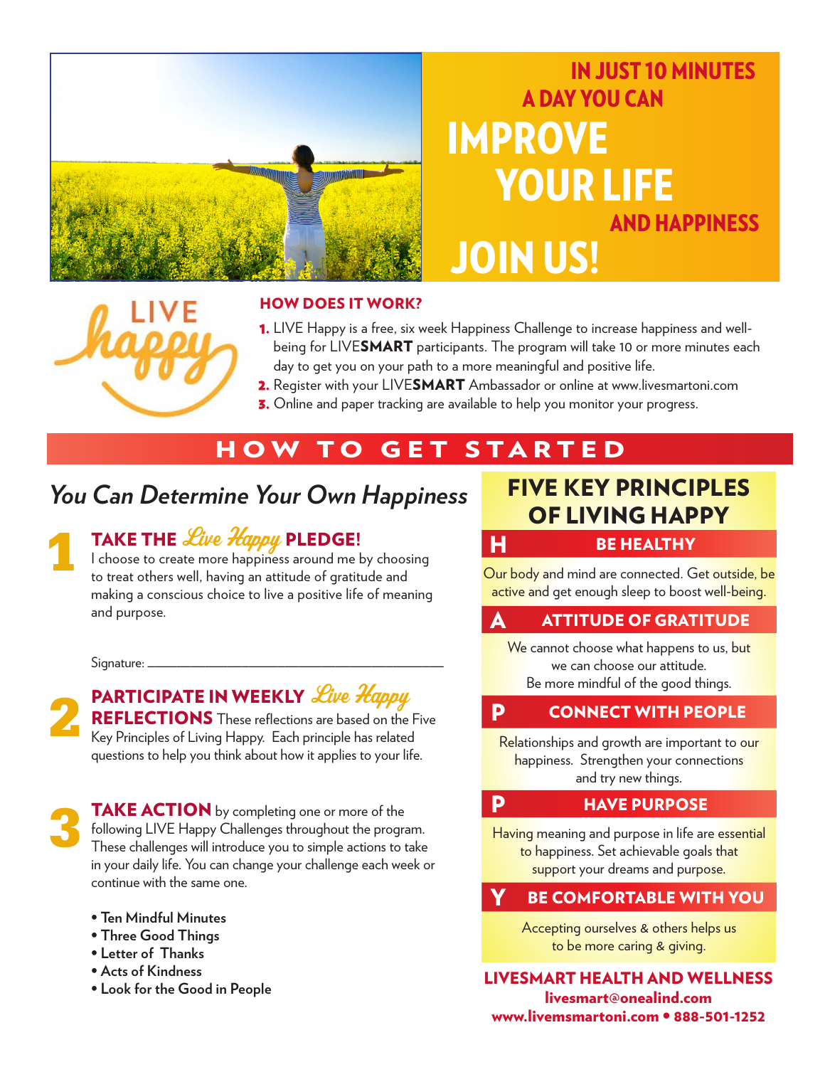# IN JUST 10 MINUTES A DAY YOU CAN IMPROVE YOUR LIFE AND HAPPINESS

# JOIN US!

LIVE happy

### HOW DOES IT WORK?

1. LIVE Happy is a free, six week Happiness Challenge to increase happiness and well-being for LIVE**SMART** participants. The program will take 10 or more minutes each day to get you on your path to a more meaningful and positive life.
2. Register with your LIVE**SMART** Ambassador or online at www.livesmartoni.com
3. Online and paper tracking are available to help you monitor your progress.

## HOW TO GET STARTED

### *You Can Determine Your Own Happiness*

**1 TAKE THE *Live Happy* PLEDGE!**
I choose to create more happiness around me by choosing to treat others well, having an attitude of gratitude and making a conscious choice to live a positive life of meaning and purpose.

Signature: ______________________________

**2 PARTICIPATE IN WEEKLY *Live Happy* REFLECTIONS** These reflections are based on the Five Key Principles of Living Happy. Each principle has related questions to help you think about how it applies to your life.

**3 TAKE ACTION** by completing one or more of the following LIVE Happy Challenges throughout the program. These challenges will introduce you to simple actions to take in your daily life. You can change your challenge each week or continue with the same one.

- **Ten Mindful Minutes**
- **Three Good Things**
- **Letter of Thanks**
- **Acts of Kindness**
- **Look for the Good in People**

### FIVE KEY PRINCIPLES OF LIVING HAPPY

**H — BE HEALTHY**
Our body and mind are connected. Get outside, be active and get enough sleep to boost well-being.

**A — ATTITUDE OF GRATITUDE**
We cannot choose what happens to us, but we can choose our attitude. Be more mindful of the good things.

**P — CONNECT WITH PEOPLE**
Relationships and growth are important to our happiness. Strengthen your connections and try new things.

**P — HAVE PURPOSE**
Having meaning and purpose in life are essential to happiness. Set achievable goals that support your dreams and purpose.

**Y — BE COMFORTABLE WITH YOU**
Accepting ourselves & others helps us to be more caring & giving.

**LIVESMART HEALTH AND WELLNESS**
**livesmart@onealind.com**
**www.livemsmartoni.com • 888-501-1252**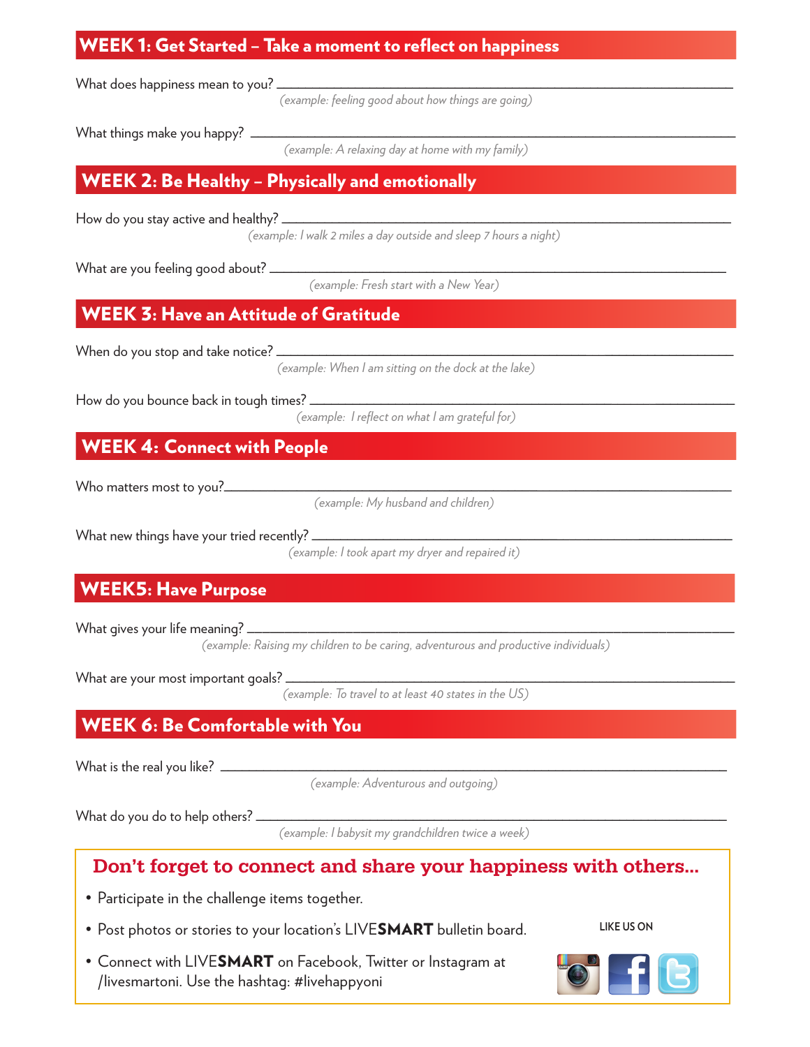## WEEK 1: Get Started – Take a moment to reflect on happiness

What does happiness mean to you? ___________________________________________

*(example: feeling good about how things are going)*

What things make you happy? ___________________________________________

*(example: A relaxing day at home with my family)*

## WEEK 2: Be Healthy – Physically and emotionally

How do you stay active and healthy? ___________________________________________

*(example: I walk 2 miles a day outside and sleep 7 hours a night)*

What are you feeling good about? ___________________________________________

*(example: Fresh start with a New Year)*

## WEEK 3: Have an Attitude of Gratitude

When do you stop and take notice? ___________________________________________

*(example: When I am sitting on the dock at the lake)*

How do you bounce back in tough times? ___________________________________________

*(example: I reflect on what I am grateful for)*

## WEEK 4: Connect with People

Who matters most to you?___________________________________________

*(example: My husband and children)*

What new things have your tried recently? ___________________________________________

*(example: I took apart my dryer and repaired it)*

## WEEK5: Have Purpose

What gives your life meaning? ___________________________________________

*(example: Raising my children to be caring, adventurous and productive individuals)*

What are your most important goals? ___________________________________________

*(example: To travel to at least 40 states in the US)*

## WEEK 6: Be Comfortable with You

What is the real you like? ___________________________________________

*(example: Adventurous and outgoing)*

What do you do to help others? ___________________________________________

*(example: I babysit my grandchildren twice a week)*

### Don't forget to connect and share your happiness with others...

- Participate in the challenge items together.
- Post photos or stories to your location's LIVE**SMART** bulletin board.
- Connect with LIVE**SMART** on Facebook, Twitter or Instagram at /livesmartoni. Use the hashtag: #livehappyoni

LIKE US ON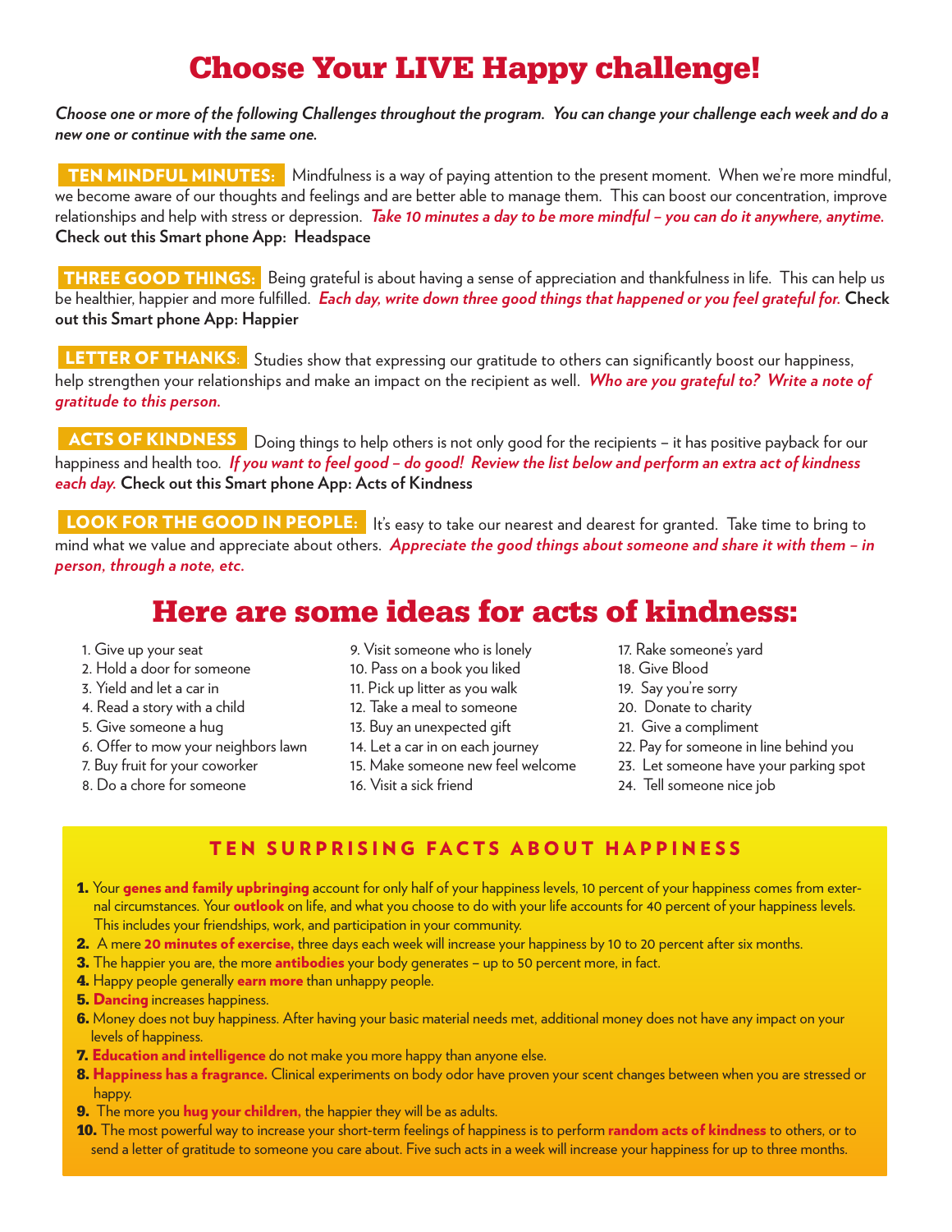# Choose Your LIVE Happy challenge!

***Choose one or more of the following Challenges throughout the program. You can change your challenge each week and do a new one or continue with the same one.***

**TEN MINDFUL MINUTES:** Mindfulness is a way of paying attention to the present moment. When we're more mindful, we become aware of our thoughts and feelings and are better able to manage them. This can boost our concentration, improve relationships and help with stress or depression. ***Take 10 minutes a day to be more mindful – you can do it anywhere, anytime.*** **Check out this Smart phone App: Headspace**

**THREE GOOD THINGS:** Being grateful is about having a sense of appreciation and thankfulness in life. This can help us be healthier, happier and more fulfilled. ***Each day, write down three good things that happened or you feel grateful for.*** **Check out this Smart phone App: Happier**

**LETTER OF THANKS:** Studies show that expressing our gratitude to others can significantly boost our happiness, help strengthen your relationships and make an impact on the recipient as well. ***Who are you grateful to? Write a note of gratitude to this person.***

**ACTS OF KINDNESS** Doing things to help others is not only good for the recipients – it has positive payback for our happiness and health too. ***If you want to feel good – do good! Review the list below and perform an extra act of kindness each day.*** **Check out this Smart phone App: Acts of Kindness**

**LOOK FOR THE GOOD IN PEOPLE:** It's easy to take our nearest and dearest for granted. Take time to bring to mind what we value and appreciate about others. ***Appreciate the good things about someone and share it with them – in person, through a note, etc.***

## Here are some ideas for acts of kindness:

1. Give up your seat
2. Hold a door for someone
3. Yield and let a car in
4. Read a story with a child
5. Give someone a hug
6. Offer to mow your neighbors lawn
7. Buy fruit for your coworker
8. Do a chore for someone
9. Visit someone who is lonely
10. Pass on a book you liked
11. Pick up litter as you walk
12. Take a meal to someone
13. Buy an unexpected gift
14. Let a car in on each journey
15. Make someone new feel welcome
16. Visit a sick friend
17. Rake someone's yard
18. Give Blood
19. Say you're sorry
20. Donate to charity
21. Give a compliment
22. Pay for someone in line behind you
23. Let someone have your parking spot
24. Tell someone nice job

### TEN SURPRISING FACTS ABOUT HAPPINESS

1. Your **genes and family upbringing** account for only half of your happiness levels, 10 percent of your happiness comes from external circumstances. Your **outlook** on life, and what you choose to do with your life accounts for 40 percent of your happiness levels. This includes your friendships, work, and participation in your community.
2. A mere **20 minutes of exercise,** three days each week will increase your happiness by 10 to 20 percent after six months.
3. The happier you are, the more **antibodies** your body generates – up to 50 percent more, in fact.
4. Happy people generally **earn more** than unhappy people.
5. **Dancing** increases happiness.
6. Money does not buy happiness. After having your basic material needs met, additional money does not have any impact on your levels of happiness.
7. **Education and intelligence** do not make you more happy than anyone else.
8. **Happiness has a fragrance.** Clinical experiments on body odor have proven your scent changes between when you are stressed or happy.
9. The more you **hug your children,** the happier they will be as adults.
10. The most powerful way to increase your short-term feelings of happiness is to perform **random acts of kindness** to others, or to send a letter of gratitude to someone you care about. Five such acts in a week will increase your happiness for up to three months.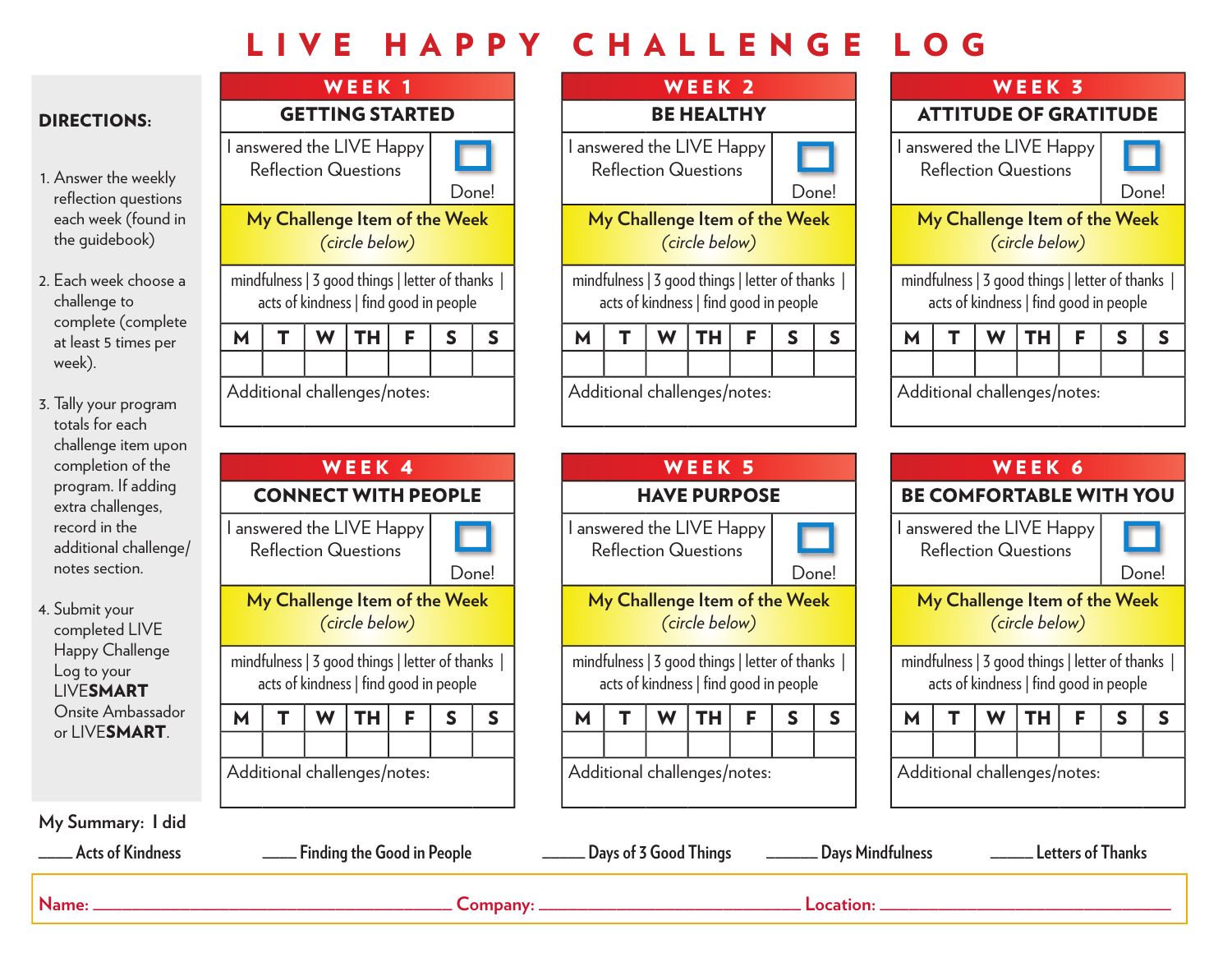# LIVE HAPPY CHALLENGE LOG

**DIRECTIONS:**

1. Answer the weekly reflection questions each week (found in the guidebook)
2. Each week choose a challenge to complete (complete at least 5 times per week).
3. Tally your program totals for each challenge item upon completion of the program. If adding extra challenges, record in the additional challenge/notes section.
4. Submit your completed LIVE Happy Challenge Log to your LIVE**SMART** Onsite Ambassador or LIVE**SMART**.

## WEEK 1

**GETTING STARTED**

| | |
|---|---|
| I answered the LIVE Happy Reflection Questions | ☐ Done! |

**My Challenge Item of the Week** *(circle below)*

mindfulness | 3 good things | letter of thanks | acts of kindness | find good in people

| M | T | W | TH | F | S | S |
|---|---|---|---|---|---|---|
| | | | | | | |

Additional challenges/notes:

## WEEK 2

**BE HEALTHY**

| | |
|---|---|
| I answered the LIVE Happy Reflection Questions | ☐ Done! |

**My Challenge Item of the Week** *(circle below)*

mindfulness | 3 good things | letter of thanks | acts of kindness | find good in people

| M | T | W | TH | F | S | S |
|---|---|---|---|---|---|---|
| | | | | | | |

Additional challenges/notes:

## WEEK 3

**ATTITUDE OF GRATITUDE**

| | |
|---|---|
| I answered the LIVE Happy Reflection Questions | ☐ Done! |

**My Challenge Item of the Week** *(circle below)*

mindfulness | 3 good things | letter of thanks | acts of kindness | find good in people

| M | T | W | TH | F | S | S |
|---|---|---|---|---|---|---|
| | | | | | | |

Additional challenges/notes:

## WEEK 4

**CONNECT WITH PEOPLE**

| | |
|---|---|
| I answered the LIVE Happy Reflection Questions | ☐ Done! |

**My Challenge Item of the Week** *(circle below)*

mindfulness | 3 good things | letter of thanks | acts of kindness | find good in people

| M | T | W | TH | F | S | S |
|---|---|---|---|---|---|---|
| | | | | | | |

Additional challenges/notes:

## WEEK 5

**HAVE PURPOSE**

| | |
|---|---|
| I answered the LIVE Happy Reflection Questions | ☐ Done! |

**My Challenge Item of the Week** *(circle below)*

mindfulness | 3 good things | letter of thanks | acts of kindness | find good in people

| M | T | W | TH | F | S | S |
|---|---|---|---|---|---|---|
| | | | | | | |

Additional challenges/notes:

## WEEK 6

**BE COMFORTABLE WITH YOU**

| | |
|---|---|
| I answered the LIVE Happy Reflection Questions | ☐ Done! |

**My Challenge Item of the Week** *(circle below)*

mindfulness | 3 good things | letter of thanks | acts of kindness | find good in people

| M | T | W | TH | F | S | S |
|---|---|---|---|---|---|---|
| | | | | | | |

Additional challenges/notes:

**My Summary: I did**

____ Acts of Kindness ____ Finding the Good in People _____ Days of 3 Good Things ______ Days Mindfulness ______ Letters of Thanks

**Name:** ________________________ **Company:** ________________________ **Location:** ________________________